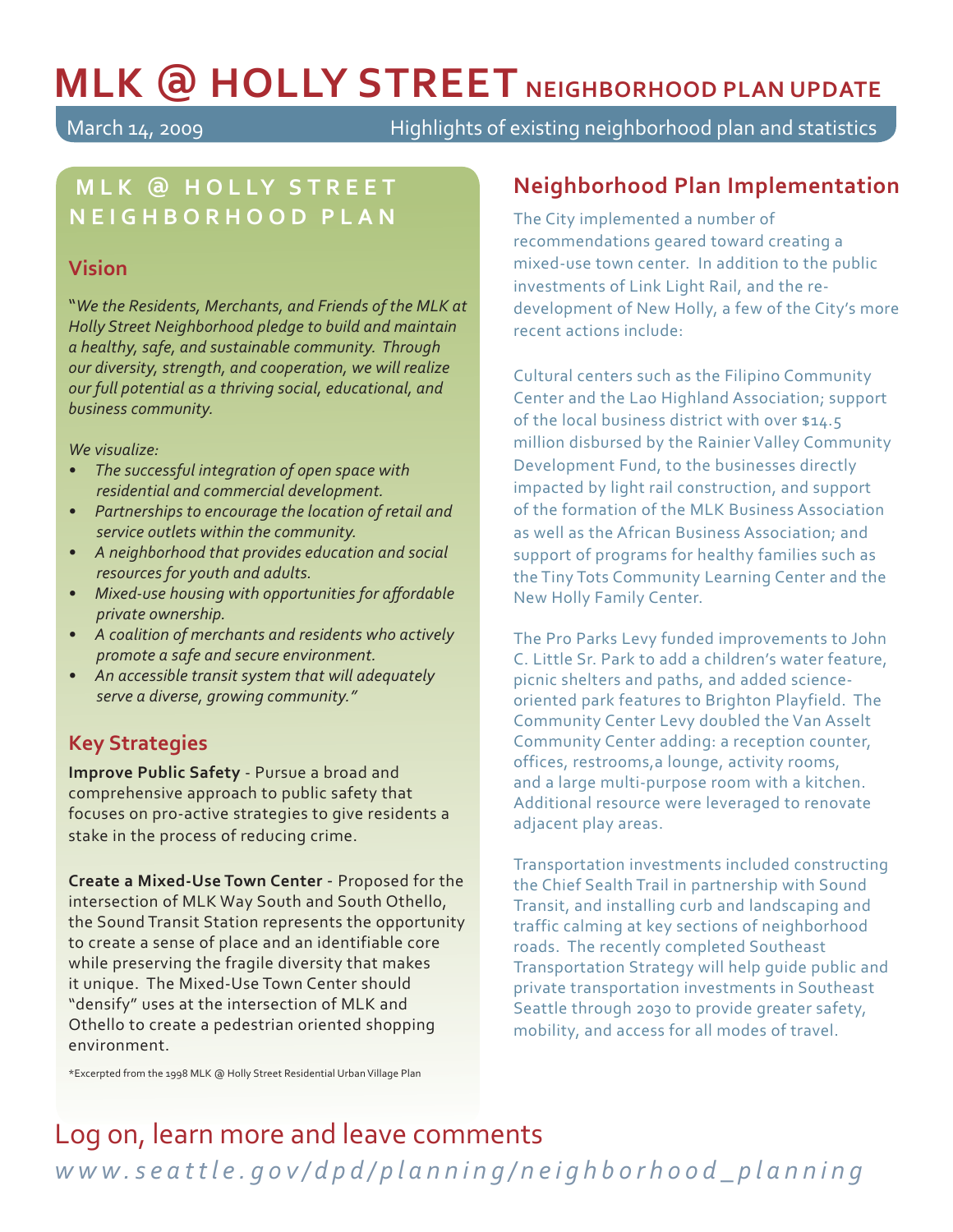# MLK @ HOLLY STREET NEIGHBORHOOD PLAN UPDATE

March 14, 2009 — Highlights of existing neighborhood plan and statistics

## MLK @ HOLLY STREET NEIGHBORHOOD PLAN

### Vision

"*We the Residents, Merchants, and Friends of the MLK at Holly Street Neighborhood pledge to build and maintain a healthy, safe, and sustainable community. Through our diversity, strength, and cooperation, we will realize our full potential as a thriving social, educational, and business community.*

*We visualize:*

- *The successful integration of open space with residential and commercial development.*
- *Partnerships to encourage the location of retail and service outlets within the community.*
- *A neighborhood that provides education and social resources for youth and adults.*
- *Mixed-use housing with opportunities for affordable private ownership.*
- *A coalition of merchants and residents who actively promote a safe and secure environment.*
- *An accessible transit system that will adequately serve a diverse, growing community."*

### Key Strategies

**Improve Public Safety** - Pursue a broad and comprehensive approach to public safety that focuses on pro-active strategies to give residents a stake in the process of reducing crime.

**Create a Mixed-Use Town Center** - Proposed for the intersection of MLK Way South and South Othello, the Sound Transit Station represents the opportunity to create a sense of place and an identifiable core while preserving the fragile diversity that makes it unique. The Mixed-Use Town Center should "densify" uses at the intersection of MLK and Othello to create a pedestrian oriented shopping environment.

*Excerpted from the 1998 MLK @ Holly Street Residential Urban Village Plan

## Neighborhood Plan Implementation

The City implemented a number of recommendations geared toward creating a mixed-use town center. In addition to the public investments of Link Light Rail, and the re-development of New Holly, a few of the City's more recent actions include:

Cultural centers such as the Filipino Community Center and the Lao Highland Association; support of the local business district with over $14.5 million disbursed by the Rainier Valley Community Development Fund, to the businesses directly impacted by light rail construction, and support of the formation of the MLK Business Association as well as the African Business Association; and support of programs for healthy families such as the Tiny Tots Community Learning Center and the New Holly Family Center.

The Pro Parks Levy funded improvements to John C. Little Sr. Park to add a children's water feature, picnic shelters and paths, and added science-oriented park features to Brighton Playfield. The Community Center Levy doubled the Van Asselt Community Center adding: a reception counter, offices, restrooms,a lounge, activity rooms, and a large multi-purpose room with a kitchen. Additional resource were leveraged to renovate adjacent play areas.

Transportation investments included constructing the Chief Sealth Trail in partnership with Sound Transit, and installing curb and landscaping and traffic calming at key sections of neighborhood roads. The recently completed Southeast Transportation Strategy will help guide public and private transportation investments in Southeast Seattle through 2030 to provide greater safety, mobility, and access for all modes of travel.

## Log on, learn more and leave comments

*www.seattle.gov/dpd/planning/neighborhood_planning*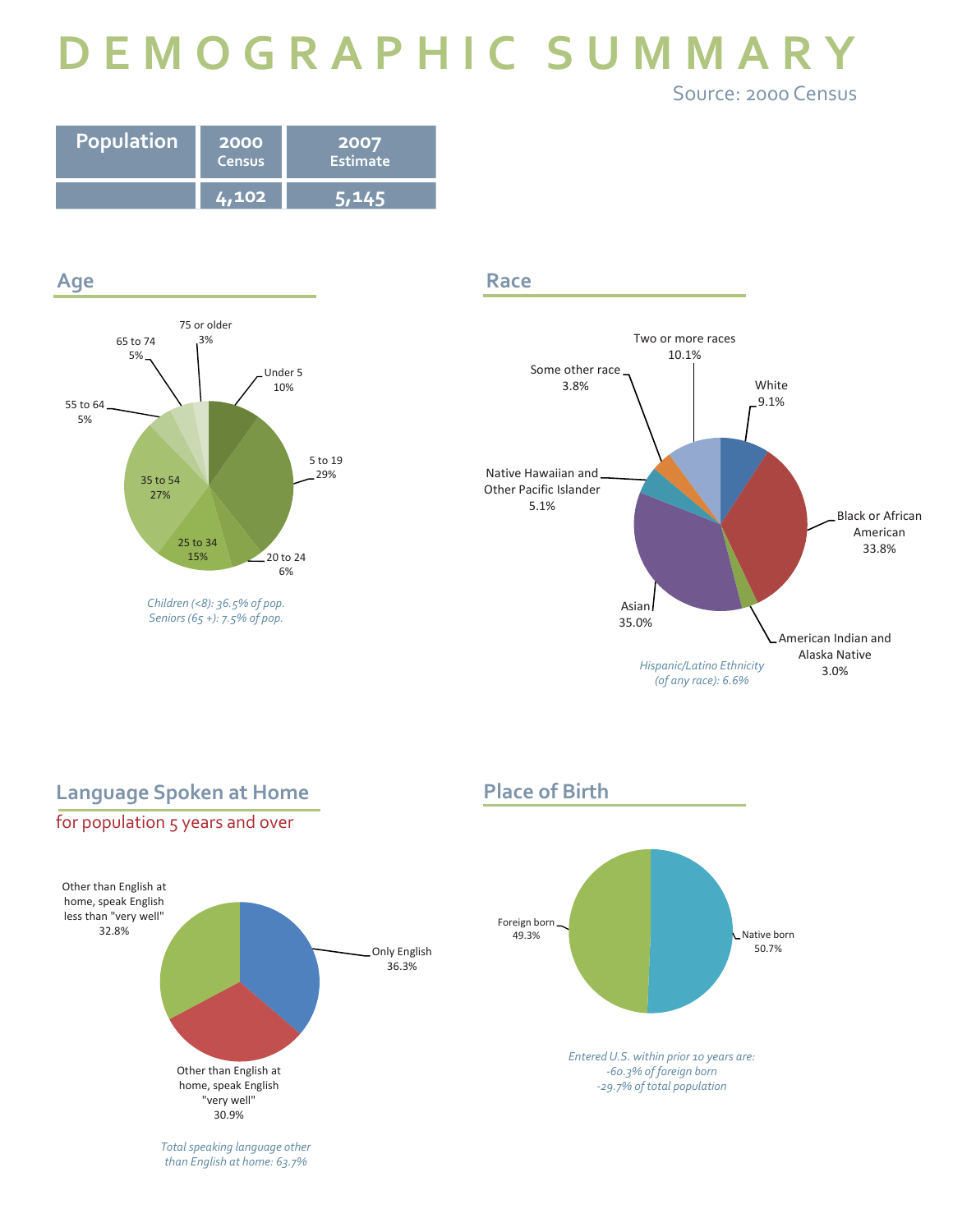# DEMOGRAPHIC SUMMARY

Source: 2000 Census

| Population | 2000 Census | 2007 Estimate |
|---|---|---|
| | 4,102 | 5,145 |

## Age

| Age | Percent |
|---|---|
| Under 5 | 10% |
| 5 to 19 | 29% |
| 20 to 24 | 6% |
| 25 to 34 | 15% |
| 35 to 54 | 27% |
| 55 to 64 | 5% |
| 65 to 74 | 5% |
| 75 or older | 3% |

*Children (<8): 36.5% of pop.*
*Seniors (65 +): 7.5% of pop.*

## Race

| Race | Percent |
|---|---|
| White | 9.1% |
| Black or African American | 33.8% |
| American Indian and Alaska Native | 3.0% |
| Asian | 35.0% |
| Native Hawaiian and Other Pacific Islander | 5.1% |
| Some other race | 3.8% |
| Two or more races | 10.1% |

*Hispanic/Latino Ethnicity (of any race): 6.6%*

## Language Spoken at Home

for population 5 years and over

| Language | Percent |
|---|---|
| Only English | 36.3% |
| Other than English at home, speak English "very well" | 30.9% |
| Other than English at home, speak English less than "very well" | 32.8% |

*Total speaking language other than English at home: 63.7%*

## Place of Birth

| Place of Birth | Percent |
|---|---|
| Native born | 50.7% |
| Foreign born | 49.3% |

*Entered U.S. within prior 10 years are:*
*-60.3% of foreign born*
*-29.7% of total population*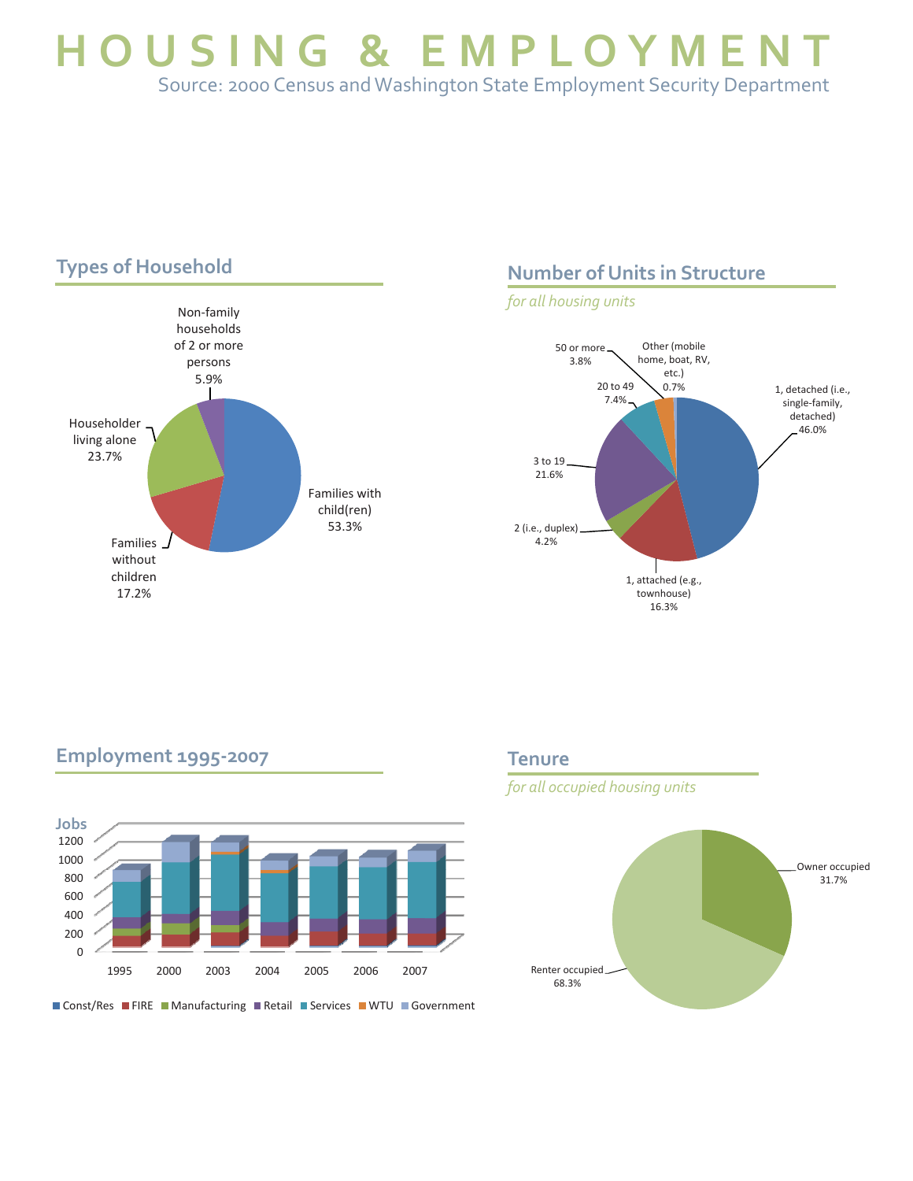# HOUSING & EMPLOYMENT

Source: 2000 Census and Washington State Employment Security Department

## Types of Household

- Families with child(ren) 53.3%
- Families without children 17.2%
- Householder living alone 23.7%
- Non-family households of 2 or more persons 5.9%

## Number of Units in Structure

*for all housing units*

- 1, detached (i.e., single-family, detached) 46.0%
- 1, attached (e.g., townhouse) 16.3%
- 2 (i.e., duplex) 4.2%
- 3 to 19 21.6%
- 20 to 49 7.4%
- 50 or more 3.8%
- Other (mobile home, boat, RV, etc.) 0.7%

## Employment 1995-2007

Jobs

0, 200, 400, 600, 800, 1000, 1200

1995, 2000, 2003, 2004, 2005, 2006, 2007

Const/Res, FIRE, Manufacturing, Retail, Services, WTU, Government

## Tenure

*for all occupied housing units*

- Owner occupied 31.7%
- Renter occupied 68.3%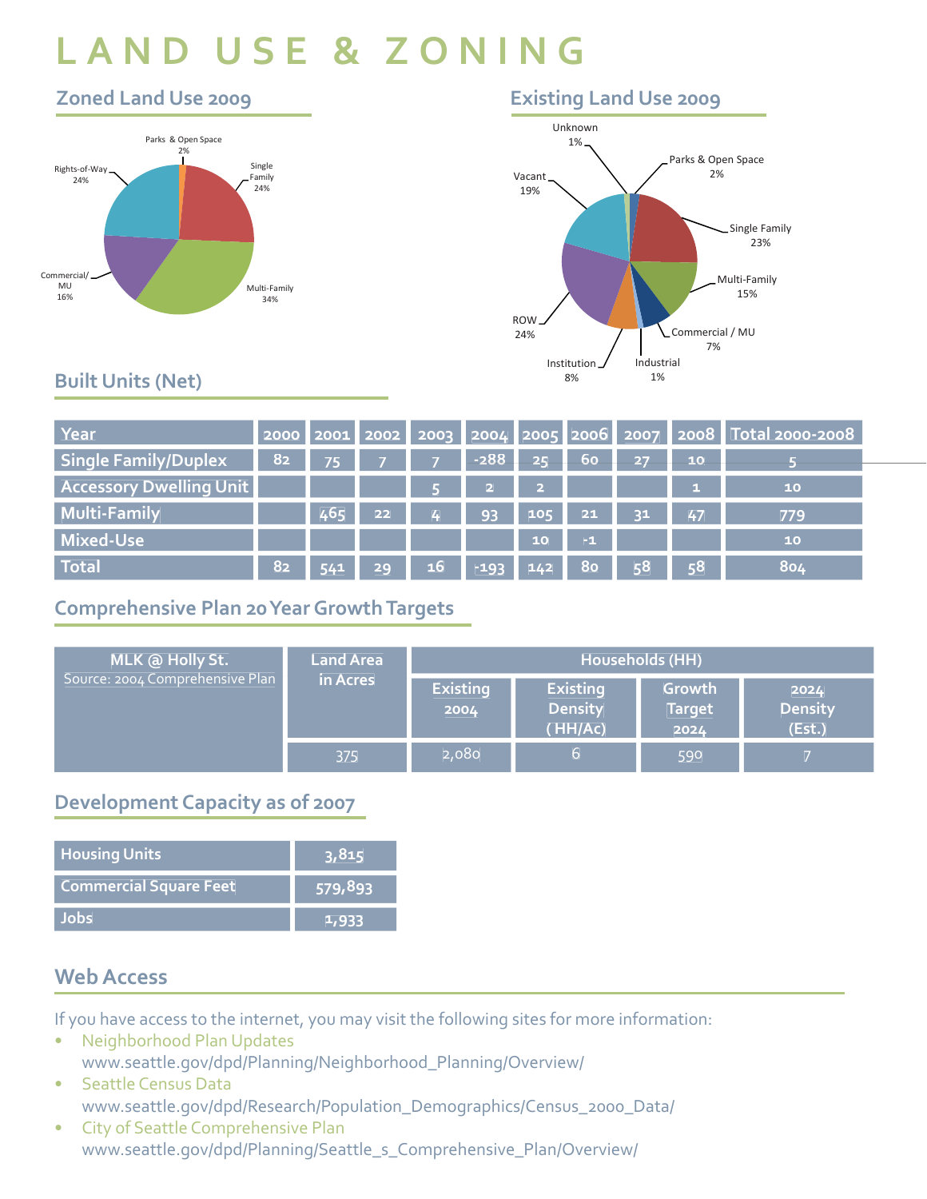# LAND USE & ZONING

## Zoned Land Use 2009

Parks & Open Space
2%

Single Family
24%

Multi-Family
34%

Commercial/ MU
16%

Rights-of-Way
24%

## Existing Land Use 2009

Unknown
1%

Parks & Open Space
2%

Single Family
23%

Multi-Family
15%

Commercial / MU
7%

Industrial
1%

Institution
8%

ROW
24%

Vacant
19%

## Built Units (Net)

| Year | 2000 | 2001 | 2002 | 2003 | 2004 | 2005 | 2006 | 2007 | 2008 | Total 2000-2008 |
|---|---|---|---|---|---|---|---|---|---|---|
| Single Family/Duplex | 82 | 75 | 7 | 7 | -288 | 25 | 60 | 27 | 10 | 5 |
| Accessory Dwelling Unit | | | | 5 | 2 | 2 | | | 1 | 10 |
| Multi-Family | | 465 | 22 | 4 | 93 | 105 | 21 | 31 | 47 | 779 |
| Mixed-Use | | | | | | 10 | -1 | | | 10 |
| Total | 82 | 541 | 29 | 16 | -193 | 142 | 80 | 58 | 58 | 804 |

## Comprehensive Plan 20 Year Growth Targets

| MLK @ Holly St. Source: 2004 Comprehensive Plan | Land Area in Acres | Households (HH) | | | |
|---|---|---|---|---|---|
| | | Existing 2004 | Existing Density (HH/Ac) | Growth Target 2024 | 2024 Density (Est.) |
| | 375 | 2,080 | 6 | 590 | 7 |

## Development Capacity as of 2007

| | |
|---|---|
| Housing Units | 3,815 |
| Commercial Square Feet | 579,893 |
| Jobs | 1,933 |

## Web Access

If you have access to the internet, you may visit the following sites for more information:

- Neighborhood Plan Updates
  www.seattle.gov/dpd/Planning/Neighborhood_Planning/Overview/
- Seattle Census Data
  www.seattle.gov/dpd/Research/Population_Demographics/Census_2000_Data/
- City of Seattle Comprehensive Plan
  www.seattle.gov/dpd/Planning/Seattle_s_Comprehensive_Plan/Overview/